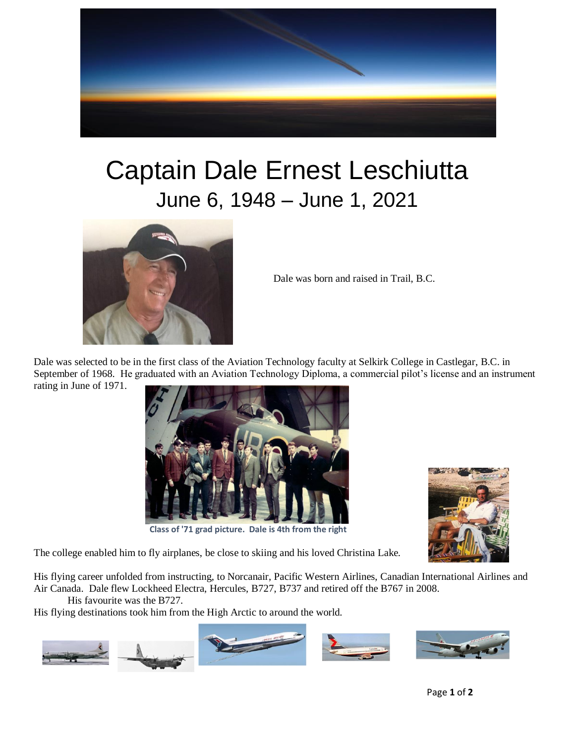# Captain Dale Ernest Leschiutta

## June 6, 1948 – June 1, 2021

Dale was born and raised in Trail, B.C.

Dale was selected to be in the first class of the Aviation Technology faculty at Selkirk College in Castlegar, B.C. in September of 1968. He graduated with an Aviation Technology Diploma, a commercial pilot's license and an instrument rating in June of 1971.

**Class of '71 grad picture. Dale is 4th from the right**

The college enabled him to fly airplanes, be close to skiing and his loved Christina Lake.

His flying career unfolded from instructing, to Norcanair, Pacific Western Airlines, Canadian International Airlines and Air Canada. Dale flew Lockheed Electra, Hercules, B727, B737 and retired off the B767 in 2008.

His favourite was the B727.

His flying destinations took him from the High Arctic to around the world.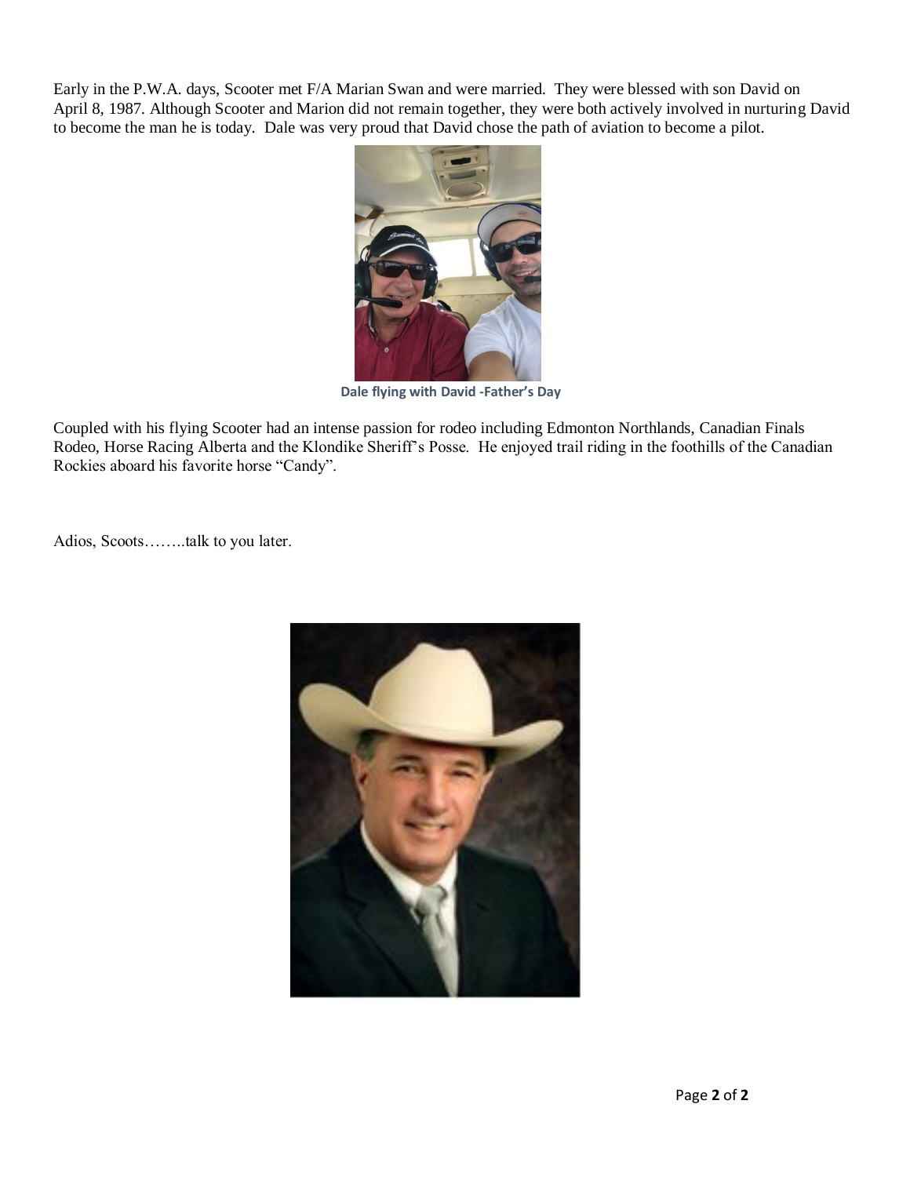Early in the P.W.A. days, Scooter met F/A Marian Swan and were married. They were blessed with son David on April 8, 1987. Although Scooter and Marion did not remain together, they were both actively involved in nurturing David to become the man he is today. Dale was very proud that David chose the path of aviation to become a pilot.

Dale flying with David -Father's Day

Coupled with his flying Scooter had an intense passion for rodeo including Edmonton Northlands, Canadian Finals Rodeo, Horse Racing Alberta and the Klondike Sheriff's Posse. He enjoyed trail riding in the foothills of the Canadian Rockies aboard his favorite horse "Candy".

Adios, Scoots……..talk to you later.